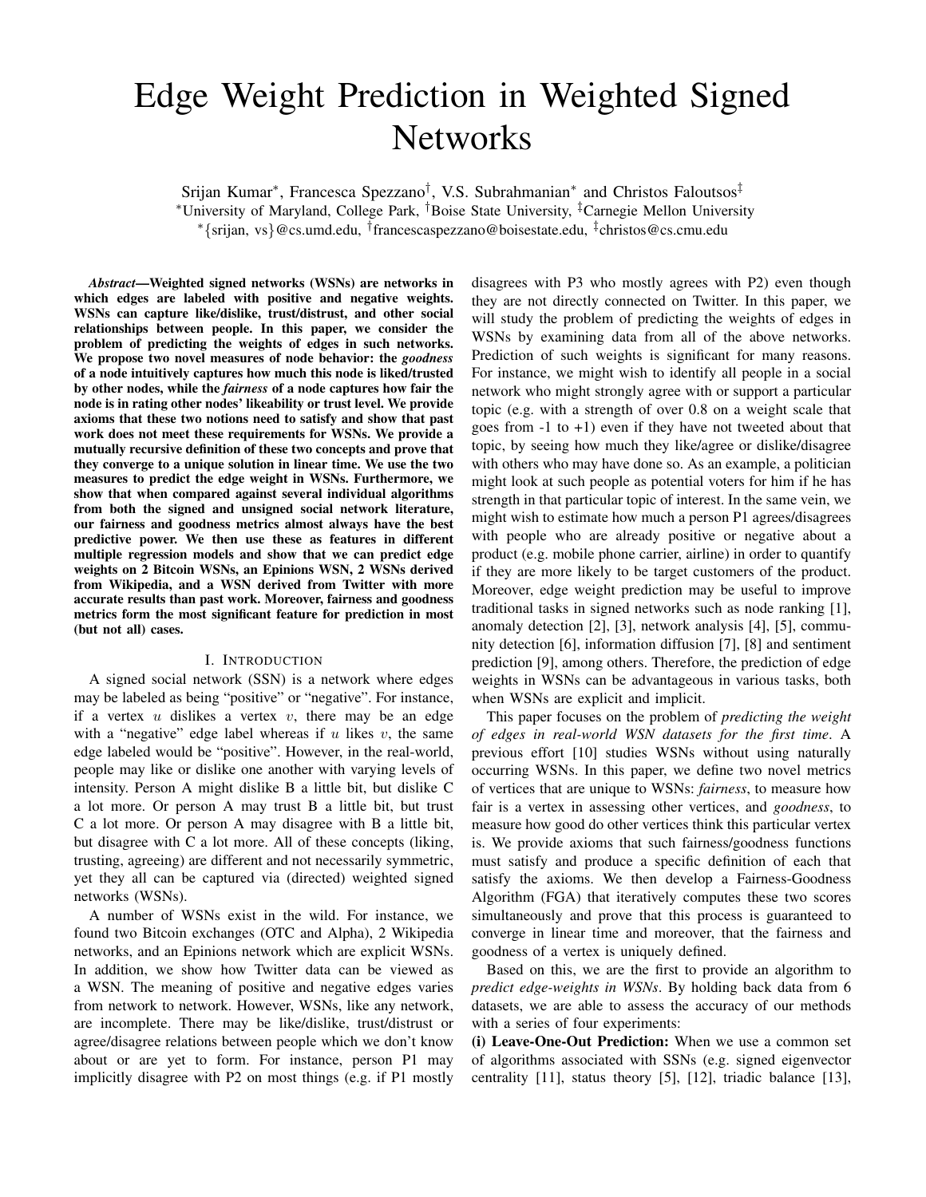# Edge Weight Prediction in Weighted Signed Networks

Srijan Kumar[*], Francesca Spezzano[†], V.S. Subrahmanian[*] and Christos Faloutsos[‡]

[*]University of Maryland, College Park, [†]Boise State University, [‡]Carnegie Mellon University

[*]{srijan, vs}@cs.umd.edu, [†]francescaspezzano@boisestate.edu, [‡]christos@cs.cmu.edu

***Abstract*—Weighted signed networks (WSNs) are networks in which edges are labeled with positive and negative weights. WSNs can capture like/dislike, trust/distrust, and other social relationships between people. In this paper, we consider the problem of predicting the weights of edges in such networks. We propose two novel measures of node behavior: the *goodness* of a node intuitively captures how much this node is liked/trusted by other nodes, while the *fairness* of a node captures how fair the node is in rating other nodes' likeability or trust level. We provide axioms that these two notions need to satisfy and show that past work does not meet these requirements for WSNs. We provide a mutually recursive definition of these two concepts and prove that they converge to a unique solution in linear time. We use the two measures to predict the edge weight in WSNs. Furthermore, we show that when compared against several individual algorithms from both the signed and unsigned social network literature, our fairness and goodness metrics almost always have the best predictive power. We then use these as features in different multiple regression models and show that we can predict edge weights on 2 Bitcoin WSNs, an Epinions WSN, 2 WSNs derived from Wikipedia, and a WSN derived from Twitter with more accurate results than past work. Moreover, fairness and goodness metrics form the most significant feature for prediction in most (but not all) cases.**

## I. Introduction

A signed social network (SSN) is a network where edges may be labeled as being "positive" or "negative". For instance, if a vertex $u$ dislikes a vertex $v$, there may be an edge with a "negative" edge label whereas if $u$ likes $v$, the same edge labeled would be "positive". However, in the real-world, people may like or dislike one another with varying levels of intensity. Person A might dislike B a little bit, but dislike C a lot more. Or person A may trust B a little bit, but trust C a lot more. Or person A may disagree with B a little bit, but disagree with C a lot more. All of these concepts (liking, trusting, agreeing) are different and not necessarily symmetric, yet they all can be captured via (directed) weighted signed networks (WSNs).

A number of WSNs exist in the wild. For instance, we found two Bitcoin exchanges (OTC and Alpha), 2 Wikipedia networks, and an Epinions network which are explicit WSNs. In addition, we show how Twitter data can be viewed as a WSN. The meaning of positive and negative edges varies from network to network. However, WSNs, like any network, are incomplete. There may be like/dislike, trust/distrust or agree/disagree relations between people which we don't know about or are yet to form. For instance, person P1 may implicitly disagree with P2 on most things (e.g. if P1 mostly disagrees with P3 who mostly agrees with P2) even though they are not directly connected on Twitter. In this paper, we will study the problem of predicting the weights of edges in WSNs by examining data from all of the above networks. Prediction of such weights is significant for many reasons. For instance, we might wish to identify all people in a social network who might strongly agree with or support a particular topic (e.g. with a strength of over 0.8 on a weight scale that goes from -1 to +1) even if they have not tweeted about that topic, by seeing how much they like/agree or dislike/disagree with others who may have done so. As an example, a politician might look at such people as potential voters for him if he has strength in that particular topic of interest. In the same vein, we might wish to estimate how much a person P1 agrees/disagrees with people who are already positive or negative about a product (e.g. mobile phone carrier, airline) in order to quantify if they are more likely to be target customers of the product. Moreover, edge weight prediction may be useful to improve traditional tasks in signed networks such as node ranking [1], anomaly detection [2], [3], network analysis [4], [5], community detection [6], information diffusion [7], [8] and sentiment prediction [9], among others. Therefore, the prediction of edge weights in WSNs can be advantageous in various tasks, both when WSNs are explicit and implicit.

This paper focuses on the problem of *predicting the weight of edges in real-world WSN datasets for the first time*. A previous effort [10] studies WSNs without using naturally occurring WSNs. In this paper, we define two novel metrics of vertices that are unique to WSNs: *fairness*, to measure how fair is a vertex in assessing other vertices, and *goodness*, to measure how good do other vertices think this particular vertex is. We provide axioms that such fairness/goodness functions must satisfy and produce a specific definition of each that satisfy the axioms. We then develop a Fairness-Goodness Algorithm (FGA) that iteratively computes these two scores simultaneously and prove that this process is guaranteed to converge in linear time and moreover, that the fairness and goodness of a vertex is uniquely defined.

Based on this, we are the first to provide an algorithm to *predict edge-weights in WSNs*. By holding back data from 6 datasets, we are able to assess the accuracy of our methods with a series of four experiments:

**(i) Leave-One-Out Prediction:** When we use a common set of algorithms associated with SSNs (e.g. signed eigenvector centrality [11], status theory [5], [12], triadic balance [13],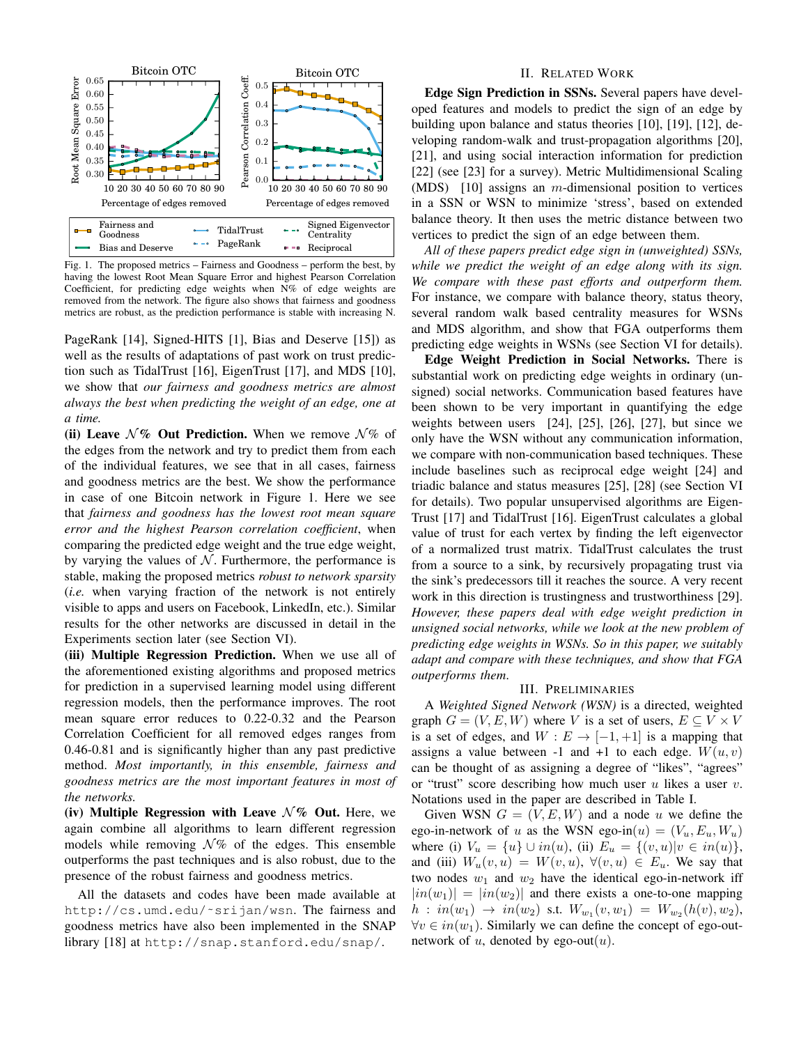Fig. 1. The proposed metrics – Fairness and Goodness – perform the best, by having the lowest Root Mean Square Error and highest Pearson Correlation Coefficient, for predicting edge weights when N% of edge weights are removed from the network. The figure also shows that fairness and goodness metrics are robust, as the prediction performance is stable with increasing N.

PageRank [14], Signed-HITS [1], Bias and Deserve [15]) as well as the results of adaptations of past work on trust prediction such as TidalTrust [16], EigenTrust [17], and MDS [10], we show that *our fairness and goodness metrics are almost always the best when predicting the weight of an edge, one at a time.*

**(ii) Leave $\mathcal{N}$% Out Prediction.** When we remove $\mathcal{N}$% of the edges from the network and try to predict them from each of the individual features, we see that in all cases, fairness and goodness metrics are the best. We show the performance in case of one Bitcoin network in Figure 1. Here we see that *fairness and goodness has the lowest root mean square error and the highest Pearson correlation coefficient*, when comparing the predicted edge weight and the true edge weight, by varying the values of $\mathcal{N}$. Furthermore, the performance is stable, making the proposed metrics *robust to network sparsity* (*i.e.* when varying fraction of the network is not entirely visible to apps and users on Facebook, LinkedIn, etc.). Similar results for the other networks are discussed in detail in the Experiments section later (see Section VI).

**(iii) Multiple Regression Prediction.** When we use all of the aforementioned existing algorithms and proposed metrics for prediction in a supervised learning model using different regression models, then the performance improves. The root mean square error reduces to 0.22-0.32 and the Pearson Correlation Coefficient for all removed edges ranges from 0.46-0.81 and is significantly higher than any past predictive method. *Most importantly, in this ensemble, fairness and goodness metrics are the most important features in most of the networks.*

**(iv) Multiple Regression with Leave $\mathcal{N}$% Out.** Here, we again combine all algorithms to learn different regression models while removing $\mathcal{N}$% of the edges. This ensemble outperforms the past techniques and is also robust, due to the presence of the robust fairness and goodness metrics.

All the datasets and codes have been made available at `http://cs.umd.edu/~srijan/wsn`. The fairness and goodness metrics have also been implemented in the SNAP library [18] at `http://snap.stanford.edu/snap/`.

## II. Related Work

**Edge Sign Prediction in SSNs.** Several papers have developed features and models to predict the sign of an edge by building upon balance and status theories [10], [19], [12], developing random-walk and trust-propagation algorithms [20], [21], and using social interaction information for prediction [22] (see [23] for a survey). Metric Multidimensional Scaling (MDS) [10] assigns an $m$-dimensional position to vertices in a SSN or WSN to minimize 'stress', based on extended balance theory. It then uses the metric distance between two vertices to predict the sign of an edge between them.

*All of these papers predict edge sign in (unweighted) SSNs, while we predict the weight of an edge along with its sign. We compare with these past efforts and outperform them.* For instance, we compare with balance theory, status theory, several random walk based centrality measures for WSNs and MDS algorithm, and show that FGA outperforms them predicting edge weights in WSNs (see Section VI for details).

**Edge Weight Prediction in Social Networks.** There is substantial work on predicting edge weights in ordinary (unsigned) social networks. Communication based features have been shown to be very important in quantifying the edge weights between users [24], [25], [26], [27], but since we only have the WSN without any communication information, we compare with non-communication based techniques. These include baselines such as reciprocal edge weight [24] and triadic balance and status measures [25], [28] (see Section VI for details). Two popular unsupervised algorithms are EigenTrust [17] and TidalTrust [16]. EigenTrust calculates a global value of trust for each vertex by finding the left eigenvector of a normalized trust matrix. TidalTrust calculates the trust from a source to a sink, by recursively propagating trust via the sink's predecessors till it reaches the source. A very recent work in this direction is trustingness and trustworthiness [29]. *However, these papers deal with edge weight prediction in unsigned social networks, while we look at the new problem of predicting edge weights in WSNs. So in this paper, we suitably adapt and compare with these techniques, and show that FGA outperforms them.*

## III. Preliminaries

A *Weighted Signed Network (WSN)* is a directed, weighted graph $G = (V, E, W)$ where $V$ is a set of users, $E \subseteq V \times V$ is a set of edges, and $W : E \rightarrow [-1, +1]$ is a mapping that assigns a value between -1 and +1 to each edge. $W(u, v)$ can be thought of as assigning a degree of "likes", "agrees" or "trust" score describing how much user $u$ likes a user $v$. Notations used in the paper are described in Table I.

Given WSN $G = (V, E, W)$ and a node $u$ we define the ego-in-network of $u$ as the WSN ego-in$(u) = (V_u, E_u, W_u)$ where (i) $V_u = \{u\} \cup in(u)$, (ii) $E_u = \{(v, u) | v \in in(u)\}$, and (iii) $W_u(v, u) = W(v, u)$, $\forall (v, u) \in E_u$. We say that two nodes $w_1$ and $w_2$ have the identical ego-in-network iff $|in(w_1)| = |in(w_2)|$ and there exists a one-to-one mapping $h : in(w_1) \rightarrow in(w_2)$ s.t. $W_{w_1}(v, w_1) = W_{w_2}(h(v), w_2)$, $\forall v \in in(w_1)$. Similarly we can define the concept of ego-out-network of $u$, denoted by ego-out$(u)$.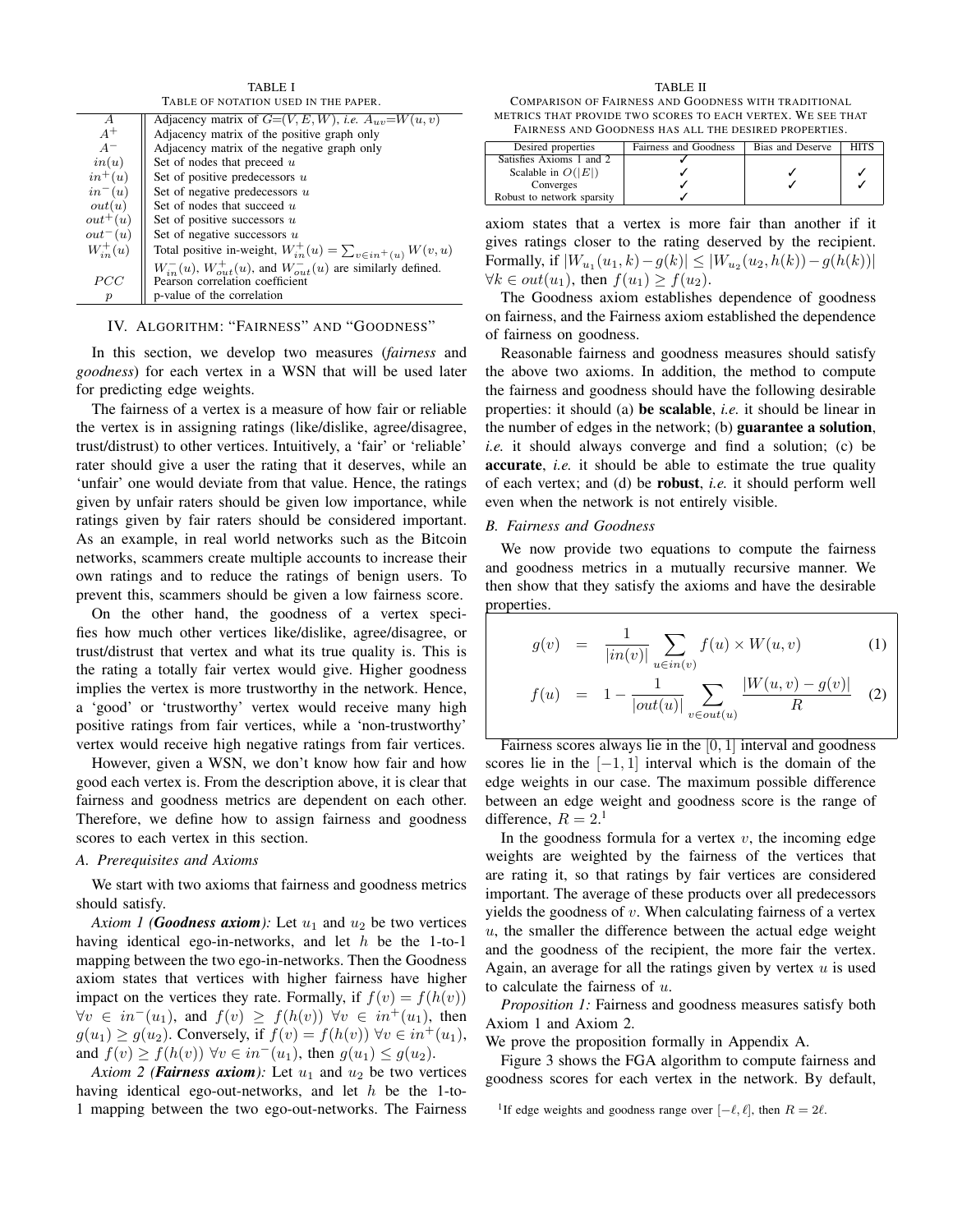TABLE I
TABLE OF NOTATION USED IN THE PAPER.

| | |
|---|---|
| $A$ | Adjacency matrix of $G$=$(V, E, W)$, *i.e.* $A_{uv}$=$W(u, v)$ |
| $A^+$ | Adjacency matrix of the positive graph only |
| $A^-$ | Adjacency matrix of the negative graph only |
| $in(u)$ | Set of nodes that preceed $u$ |
| $in^+(u)$ | Set of positive predecessors $u$ |
| $in^-(u)$ | Set of negative predecessors $u$ |
| $out(u)$ | Set of nodes that succeed $u$ |
| $out^+(u)$ | Set of positive successors $u$ |
| $out^-(u)$ | Set of negative successors $u$ |
| $W^+_{in}(u)$ | Total positive in-weight, $W^+_{in}(u) = \sum_{v \in in^+(u)} W(v, u)$ |
| | $W^-_{in}(u)$, $W^+_{out}(u)$, and $W^-_{out}(u)$ are similarly defined. |
| $PCC$ | Pearson correlation coefficient |
| $p$ | p-value of the correlation |

## IV. ALGORITHM: "FAIRNESS" AND "GOODNESS"

In this section, we develop two measures (*fairness* and *goodness*) for each vertex in a WSN that will be used later for predicting edge weights.

The fairness of a vertex is a measure of how fair or reliable the vertex is in assigning ratings (like/dislike, agree/disagree, trust/distrust) to other vertices. Intuitively, a 'fair' or 'reliable' rater should give a user the rating that it deserves, while an 'unfair' one would deviate from that value. Hence, the ratings given by unfair raters should be given low importance, while ratings given by fair raters should be considered important. As an example, in real world networks such as the Bitcoin networks, scammers create multiple accounts to increase their own ratings and to reduce the ratings of benign users. To prevent this, scammers should be given a low fairness score.

On the other hand, the goodness of a vertex specifies how much other vertices like/dislike, agree/disagree, or trust/distrust that vertex and what its true quality is. This is the rating a totally fair vertex would give. Higher goodness implies the vertex is more trustworthy in the network. Hence, a 'good' or 'trustworthy' vertex would receive many high positive ratings from fair vertices, while a 'non-trustworthy' vertex would receive high negative ratings from fair vertices.

However, given a WSN, we don't know how fair and how good each vertex is. From the description above, it is clear that fairness and goodness metrics are dependent on each other. Therefore, we define how to assign fairness and goodness scores to each vertex in this section.

### A. Prerequisites and Axioms

We start with two axioms that fairness and goodness metrics should satisfy.

*Axiom 1 (**Goodness axiom**):* Let $u_1$ and $u_2$ be two vertices having identical ego-in-networks, and let $h$ be the 1-to-1 mapping between the two ego-in-networks. Then the Goodness axiom states that vertices with higher fairness have higher impact on the vertices they rate. Formally, if $f(v) = f(h(v))$ $\forall v \in in^-(u_1)$, and $f(v) \geq f(h(v))$ $\forall v \in in^+(u_1)$, then $g(u_1) \geq g(u_2)$. Conversely, if $f(v) = f(h(v))$ $\forall v \in in^+(u_1)$, and $f(v) \geq f(h(v))$ $\forall v \in in^-(u_1)$, then $g(u_1) \leq g(u_2)$.

*Axiom 2 (**Fairness axiom**):* Let $u_1$ and $u_2$ be two vertices having identical ego-out-networks, and let $h$ be the 1-to-1 mapping between the two ego-out-networks. The Fairness axiom states that a vertex is more fair than another if it gives ratings closer to the rating deserved by the recipient. Formally, if $|W_{u_1}(u_1, k) - g(k)| \leq |W_{u_2}(u_2, h(k)) - g(h(k))|$ $\forall k \in out(u_1)$, then $f(u_1) \geq f(u_2)$.

The Goodness axiom establishes dependence of goodness on fairness, and the Fairness axiom established the dependence of fairness on goodness.

Reasonable fairness and goodness measures should satisfy the above two axioms. In addition, the method to compute the fairness and goodness should have the following desirable properties: it should (a) **be scalable**, *i.e.* it should be linear in the number of edges in the network; (b) **guarantee a solution**, *i.e.* it should always converge and find a solution; (c) be **accurate**, *i.e.* it should be able to estimate the true quality of each vertex; and (d) be **robust**, *i.e.* it should perform well even when the network is not entirely visible.

TABLE II
COMPARISON OF FAIRNESS AND GOODNESS WITH TRADITIONAL METRICS THAT PROVIDE TWO SCORES TO EACH VERTEX. WE SEE THAT FAIRNESS AND GOODNESS HAS ALL THE DESIRED PROPERTIES.

| Desired properties | Fairness and Goodness | Bias and Deserve | HITS |
|---|---|---|---|
| Satisfies Axioms 1 and 2 | ✓ | | |
| Scalable in $O(\|E\|)$ | ✓ | ✓ | ✓ |
| Converges | ✓ | ✓ | ✓ |
| Robust to network sparsity | ✓ | | |

### B. Fairness and Goodness

We now provide two equations to compute the fairness and goodness metrics in a mutually recursive manner. We then show that they satisfy the axioms and have the desirable properties.

$$g(v) = \frac{1}{|in(v)|} \sum_{u \in in(v)} f(u) \times W(u, v) \tag{1}$$

$$f(u) = 1 - \frac{1}{|out(u)|} \sum_{v \in out(u)} \frac{|W(u, v) - g(v)|}{R} \tag{2}$$

Fairness scores always lie in the $[0, 1]$ interval and goodness scores lie in the $[-1, 1]$ interval which is the domain of the edge weights in our case. The maximum possible difference between an edge weight and goodness score is the range of difference, $R = 2$.[1]

In the goodness formula for a vertex $v$, the incoming edge weights are weighted by the fairness of the vertices that are rating it, so that ratings by fair vertices are considered important. The average of these products over all predecessors yields the goodness of $v$. When calculating fairness of a vertex $u$, the smaller the difference between the actual edge weight and the goodness of the recipient, the more fair the vertex. Again, an average for all the ratings given by vertex $u$ is used to calculate the fairness of $u$.

*Proposition 1:* Fairness and goodness measures satisfy both Axiom 1 and Axiom 2.

We prove the proposition formally in Appendix A.

Figure 3 shows the FGA algorithm to compute fairness and goodness scores for each vertex in the network. By default,

[1] If edge weights and goodness range over $[-\ell, \ell]$, then $R = 2\ell$.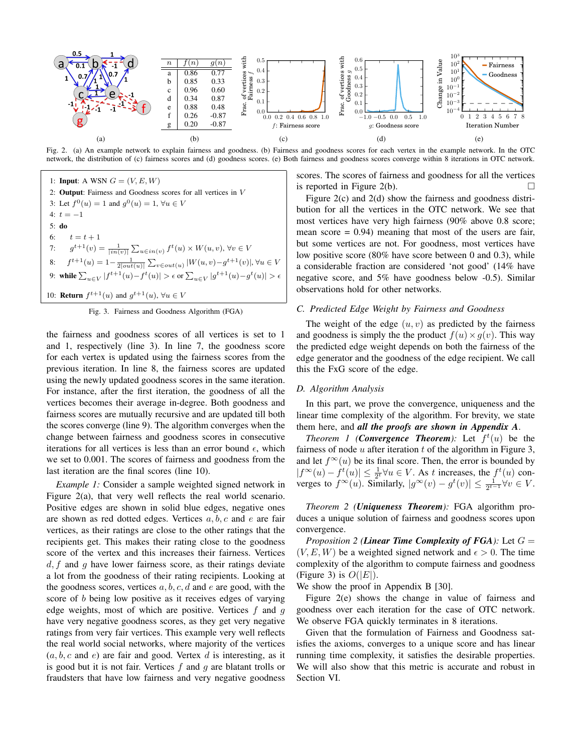| $n$ | $f(n)$ | $g(n)$ |
|---|---|---|
| a | 0.86 | 0.77 |
| b | 0.85 | 0.33 |
| c | 0.96 | 0.60 |
| d | 0.34 | 0.87 |
| e | 0.88 | 0.48 |
| f | 0.26 | -0.87 |
| g | 0.20 | -0.87 |

Fig. 2. (a) An example network to explain fairness and goodness. (b) Fairness and goodness scores for each vertex in the example network. In the OTC network, the distribution of (c) fairness scores and (d) goodness scores. (e) Both fairness and goodness scores converge within 8 iterations in OTC network.

```
1: Input: A WSN G = (V, E, W)
2: Output: Fairness and Goodness scores for all vertices in V
3: Let f^0(u) = 1 and g^0(u) = 1, ∀u ∈ V
4: t = −1
5: do
6:     t = t + 1
7:     g^{t+1}(v) = (1/|in(v)|) Σ_{u∈in(v)} f^t(u) × W(u, v), ∀v ∈ V
8:     f^{t+1}(u) = 1 − (1/(2|out(u)|)) Σ_{v∈out(u)} |W(u, v) − g^{t+1}(v)|, ∀u ∈ V
9: while Σ_{u∈V} |f^{t+1}(u) − f^t(u)| > ε or Σ_{u∈V} |g^{t+1}(u) − g^t(u)| > ε
10: Return f^{t+1}(u) and g^{t+1}(u), ∀u ∈ V
```

Fig. 3. Fairness and Goodness Algorithm (FGA)

the fairness and goodness scores of all vertices is set to 1 and 1, respectively (line 3). In line 7, the goodness score for each vertex is updated using the fairness scores from the previous iteration. In line 8, the fairness scores are updated using the newly updated goodness scores in the same iteration. For instance, after the first iteration, the goodness of all the vertices becomes their average in-degree. Both goodness and fairness scores are mutually recursive and are updated till both the scores converge (line 9). The algorithm converges when the change between fairness and goodness scores in consecutive iterations for all vertices is less than an error bound $\epsilon$, which we set to 0.001. The scores of fairness and goodness from the last iteration are the final scores (line 10).

*Example 1:* Consider a sample weighted signed network in Figure 2(a), that very well reflects the real world scenario. Positive edges are shown in solid blue edges, negative ones are shown as red dotted edges. Vertices $a, b, c$ and $e$ are fair vertices, as their ratings are close to the other ratings that the recipients get. This makes their rating close to the goodness score of the vertex and this increases their fairness. Vertices $d$, $f$ and $g$ have lower fairness score, as their ratings deviate a lot from the goodness of their rating recipients. Looking at the goodness scores, vertices $a, b, c, d$ and $e$ are good, with the score of $b$ being low positive as it receives edges of varying edge weights, most of which are positive. Vertices $f$ and $g$ have very negative goodness scores, as they get very negative ratings from very fair vertices. This example very well reflects the real world social networks, where majority of the vertices ($a, b, c$ and $e$) are fair and good. Vertex $d$ is interesting, as it is good but it is not fair. Vertices $f$ and $g$ are blatant trolls or fraudsters that have low fairness and very negative goodness scores. The scores of fairness and goodness for all the vertices is reported in Figure 2(b). □

Figure 2(c) and 2(d) show the fairness and goodness distribution for all the vertices in the OTC network. We see that most vertices have very high fairness (90% above 0.8 score; mean score = 0.94) meaning that most of the users are fair, but some vertices are not. For goodness, most vertices have low positive score (80% have score between 0 and 0.3), while a considerable fraction are considered 'not good' (14% have negative score, and 5% have goodness below -0.5). Similar observations hold for other networks.

### C. Predicted Edge Weight by Fairness and Goodness

The weight of the edge $(u, v)$ as predicted by the fairness and goodness is simply the the product $f(u) \times g(v)$. This way the predicted edge weight depends on both the fairness of the edge generator and the goodness of the edge recipient. We call this the FxG score of the edge.

### D. Algorithm Analysis

In this part, we prove the convergence, uniqueness and the linear time complexity of the algorithm. For brevity, we state them here, and ***all the proofs are shown in Appendix A***.

*Theorem 1 (**Convergence Theorem**):* Let $f^t(u)$ be the fairness of node $u$ after iteration $t$ of the algorithm in Figure 3, and let $f^\infty(u)$ be its final score. Then, the error is bounded by $|f^\infty(u) - f^t(u)| \leq \frac{1}{2^t} \forall u \in V$. As $t$ increases, the $f^t(u)$ converges to $f^\infty(u)$. Similarly, $|g^\infty(v) - g^t(v)| \leq \frac{1}{2^{t-1}} \forall v \in V$.

*Theorem 2 (**Uniqueness Theorem**):* FGA algorithm produces a unique solution of fairness and goodness scores upon convergence.

*Proposition 2 (**Linear Time Complexity of FGA**):* Let $G = (V, E, W)$ be a weighted signed network and $\epsilon > 0$. The time complexity of the algorithm to compute fairness and goodness (Figure 3) is $O(|E|)$.

We show the proof in Appendix B [30].

Figure 2(e) shows the change in value of fairness and goodness over each iteration for the case of OTC network. We observe FGA quickly terminates in 8 iterations.

Given that the formulation of Fairness and Goodness satisfies the axioms, converges to a unique score and has linear running time complexity, it satisfies the desirable properties. We will also show that this metric is accurate and robust in Section VI.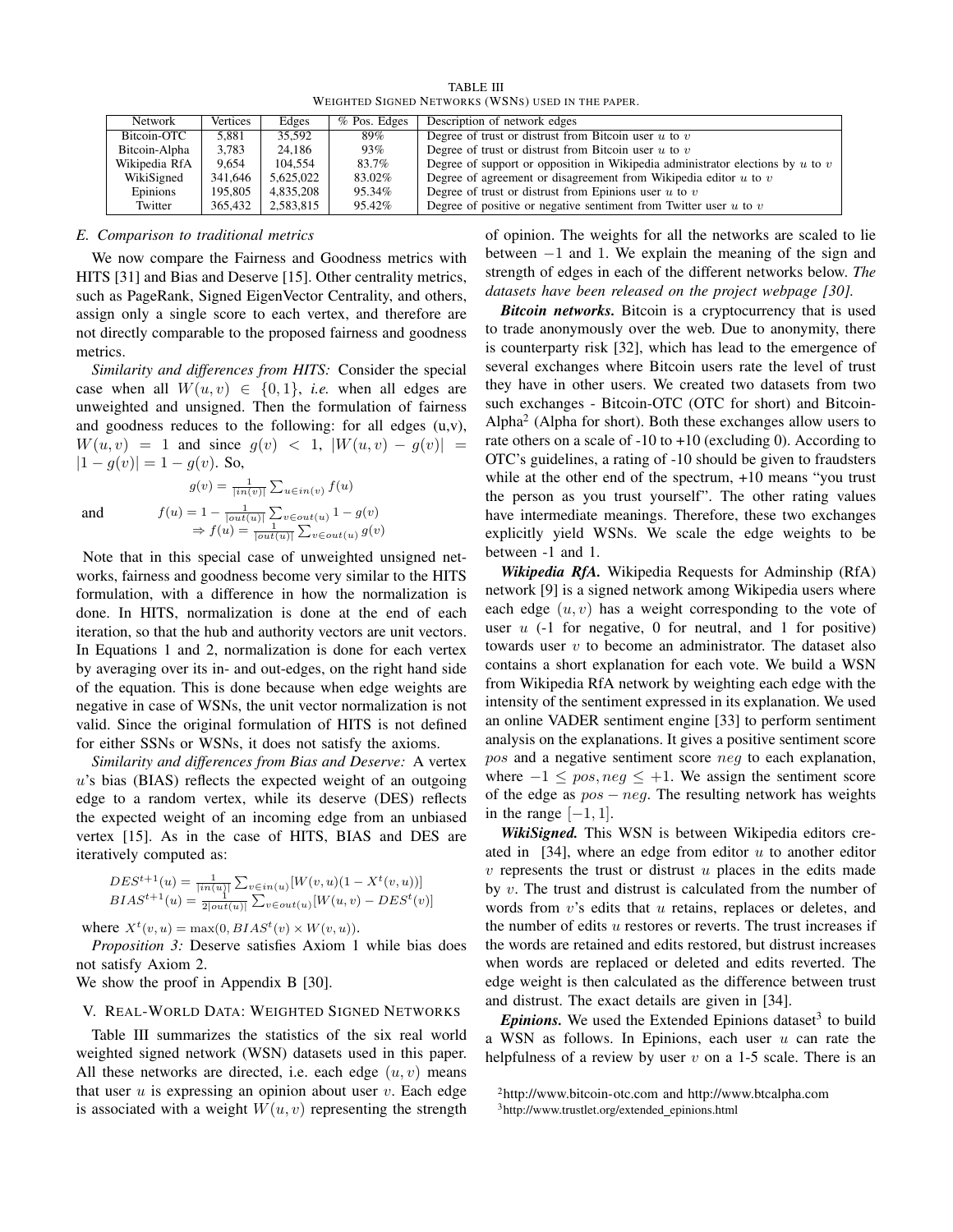TABLE III
WEIGHTED SIGNED NETWORKS (WSNS) USED IN THE PAPER.

| Network | Vertices | Edges | % Pos. Edges | Description of network edges |
|---|---|---|---|---|
| Bitcoin-OTC | 5,881 | 35,592 | 89% | Degree of trust or distrust from Bitcoin user $u$ to $v$ |
| Bitcoin-Alpha | 3,783 | 24,186 | 93% | Degree of trust or distrust from Bitcoin user $u$ to $v$ |
| Wikipedia RfA | 9,654 | 104,554 | 83.7% | Degree of support or opposition in Wikipedia administrator elections by $u$ to $v$ |
| WikiSigned | 341,646 | 5,625,022 | 83.02% | Degree of agreement or disagreement from Wikipedia editor $u$ to $v$ |
| Epinions | 195,805 | 4,835,208 | 95.34% | Degree of trust or distrust from Epinions user $u$ to $v$ |
| Twitter | 365,432 | 2,583,815 | 95.42% | Degree of positive or negative sentiment from Twitter user $u$ to $v$ |

### E. Comparison to traditional metrics

We now compare the Fairness and Goodness metrics with HITS [31] and Bias and Deserve [15]. Other centrality metrics, such as PageRank, Signed EigenVector Centrality, and others, assign only a single score to each vertex, and therefore are not directly comparable to the proposed fairness and goodness metrics.

*Similarity and differences from HITS:* Consider the special case when all $W(u,v) \in \{0,1\}$, *i.e.* when all edges are unweighted and unsigned. Then the formulation of fairness and goodness reduces to the following: for all edges (u,v), $W(u,v) = 1$ and since $g(v) < 1$, $|W(u,v) - g(v)| = |1 - g(v)| = 1 - g(v)$. So,

$$g(v) = \frac{1}{|in(v)|} \sum_{u \in in(v)} f(u)$$

and

$$f(u) = 1 - \frac{1}{|out(u)|} \sum_{v \in out(u)} 1 - g(v)$$
$$\Rightarrow f(u) = \frac{1}{|out(u)|} \sum_{v \in out(u)} g(v)$$

Note that in this special case of unweighted unsigned networks, fairness and goodness become very similar to the HITS formulation, with a difference in how the normalization is done. In HITS, normalization is done at the end of each iteration, so that the hub and authority vectors are unit vectors. In Equations 1 and 2, normalization is done for each vertex by averaging over its in- and out-edges, on the right hand side of the equation. This is done because when edge weights are negative in case of WSNs, the unit vector normalization is not valid. Since the original formulation of HITS is not defined for either SSNs or WSNs, it does not satisfy the axioms.

*Similarity and differences from Bias and Deserve:* A vertex $u$'s bias (BIAS) reflects the expected weight of an outgoing edge to a random vertex, while its deserve (DES) reflects the expected weight of an incoming edge from an unbiased vertex [15]. As in the case of HITS, BIAS and DES are iteratively computed as:

$$DES^{t+1}(u) = \frac{1}{|in(u)|} \sum_{v \in in(u)} [W(v,u)(1 - X^t(v,u))]$$
$$BIAS^{t+1}(u) = \frac{1}{2|out(u)|} \sum_{v \in out(u)} [W(u,v) - DES^t(v)]$$

where $X^t(v,u) = \max(0, BIAS^t(v) \times W(v,u))$.

*Proposition 3:* Deserve satisfies Axiom 1 while bias does not satisfy Axiom 2.

We show the proof in Appendix B [30].

## V. REAL-WORLD DATA: WEIGHTED SIGNED NETWORKS

Table III summarizes the statistics of the six real world weighted signed network (WSN) datasets used in this paper. All these networks are directed, i.e. each edge $(u,v)$ means that user $u$ is expressing an opinion about user $v$. Each edge is associated with a weight $W(u,v)$ representing the strength of opinion. The weights for all the networks are scaled to lie between $-1$ and 1. We explain the meaning of the sign and strength of edges in each of the different networks below. *The datasets have been released on the project webpage [30].*

***Bitcoin networks.*** Bitcoin is a cryptocurrency that is used to trade anonymously over the web. Due to anonymity, there is counterparty risk [32], which has lead to the emergence of several exchanges where Bitcoin users rate the level of trust they have in other users. We created two datasets from two such exchanges - Bitcoin-OTC (OTC for short) and Bitcoin-Alpha[2] (Alpha for short). Both these exchanges allow users to rate others on a scale of -10 to +10 (excluding 0). According to OTC's guidelines, a rating of -10 should be given to fraudsters while at the other end of the spectrum, +10 means "you trust the person as you trust yourself". The other rating values have intermediate meanings. Therefore, these two exchanges explicitly yield WSNs. We scale the edge weights to be between -1 and 1.

***Wikipedia RfA.*** Wikipedia Requests for Adminship (RfA) network [9] is a signed network among Wikipedia users where each edge $(u,v)$ has a weight corresponding to the vote of user $u$ (-1 for negative, 0 for neutral, and 1 for positive) towards user $v$ to become an administrator. The dataset also contains a short explanation for each vote. We build a WSN from Wikipedia RfA network by weighting each edge with the intensity of the sentiment expressed in its explanation. We used an online VADER sentiment engine [33] to perform sentiment analysis on the explanations. It gives a positive sentiment score $pos$ and a negative sentiment score $neg$ to each explanation, where $-1 \leq pos, neg \leq +1$. We assign the sentiment score of the edge as $pos - neg$. The resulting network has weights in the range $[-1, 1]$.

***WikiSigned.*** This WSN is between Wikipedia editors created in [34], where an edge from editor $u$ to another editor $v$ represents the trust or distrust $u$ places in the edits made by $v$. The trust and distrust is calculated from the number of words from $v$'s edits that $u$ retains, replaces or deletes, and the number of edits $u$ restores or reverts. The trust increases if the words are retained and edits restored, but distrust increases when words are replaced or deleted and edits reverted. The edge weight is then calculated as the difference between trust and distrust. The exact details are given in [34].

***Epinions.*** We used the Extended Epinions dataset[3] to build a WSN as follows. In Epinions, each user $u$ can rate the helpfulness of a review by user $v$ on a 1-5 scale. There is an

[2] http://www.bitcoin-otc.com and http://www.btcalpha.com
[3] http://www.trustlet.org/extended_epinions.html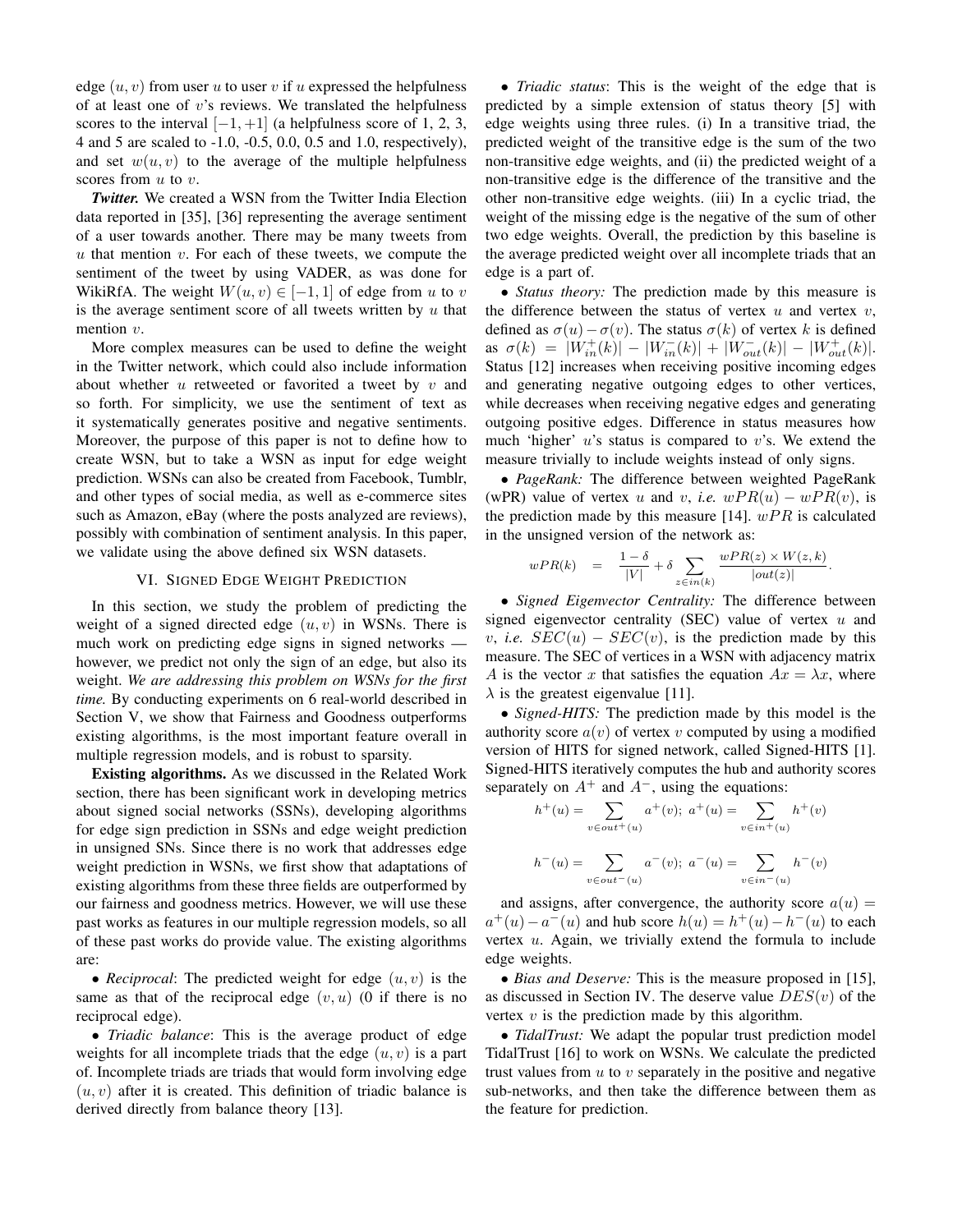edge $(u, v)$ from user $u$ to user $v$ if $u$ expressed the helpfulness of at least one of $v$'s reviews. We translated the helpfulness scores to the interval $[-1, +1]$ (a helpfulness score of 1, 2, 3, 4 and 5 are scaled to -1.0, -0.5, 0.0, 0.5 and 1.0, respectively), and set $w(u, v)$ to the average of the multiple helpfulness scores from $u$ to $v$.

***Twitter.*** We created a WSN from the Twitter India Election data reported in [35], [36] representing the average sentiment of a user towards another. There may be many tweets from $u$ that mention $v$. For each of these tweets, we compute the sentiment of the tweet by using VADER, as was done for WikiRfA. The weight $W(u, v) \in [-1, 1]$ of edge from $u$ to $v$ is the average sentiment score of all tweets written by $u$ that mention $v$.

More complex measures can be used to define the weight in the Twitter network, which could also include information about whether $u$ retweeted or favorited a tweet by $v$ and so forth. For simplicity, we use the sentiment of text as it systematically generates positive and negative sentiments. Moreover, the purpose of this paper is not to define how to create WSN, but to take a WSN as input for edge weight prediction. WSNs can also be created from Facebook, Tumblr, and other types of social media, as well as e-commerce sites such as Amazon, eBay (where the posts analyzed are reviews), possibly with combination of sentiment analysis. In this paper, we validate using the above defined six WSN datasets.

## VI. Signed Edge Weight Prediction

In this section, we study the problem of predicting the weight of a signed directed edge $(u, v)$ in WSNs. There is much work on predicting edge signs in signed networks — however, we predict not only the sign of an edge, but also its weight. *We are addressing this problem on WSNs for the first time.* By conducting experiments on 6 real-world described in Section V, we show that Fairness and Goodness outperforms existing algorithms, is the most important feature overall in multiple regression models, and is robust to sparsity.

**Existing algorithms.** As we discussed in the Related Work section, there has been significant work in developing metrics about signed social networks (SSNs), developing algorithms for edge sign prediction in SSNs and edge weight prediction in unsigned SNs. Since there is no work that addresses edge weight prediction in WSNs, we first show that adaptations of existing algorithms from these three fields are outperformed by our fairness and goodness metrics. However, we will use these past works as features in our multiple regression models, so all of these past works do provide value. The existing algorithms are:

- *Reciprocal*: The predicted weight for edge $(u, v)$ is the same as that of the reciprocal edge $(v, u)$ (0 if there is no reciprocal edge).
- *Triadic balance*: This is the average product of edge weights for all incomplete triads that the edge $(u, v)$ is a part of. Incomplete triads are triads that would form involving edge $(u, v)$ after it is created. This definition of triadic balance is derived directly from balance theory [13].
- *Triadic status*: This is the weight of the edge that is predicted by a simple extension of status theory [5] with edge weights using three rules. (i) In a transitive triad, the predicted weight of the transitive edge is the sum of the two non-transitive edge weights, and (ii) the predicted weight of a non-transitive edge is the difference of the transitive and the other non-transitive edge weights. (iii) In a cyclic triad, the weight of the missing edge is the negative of the sum of other two edge weights. Overall, the prediction by this baseline is the average predicted weight over all incomplete triads that an edge is a part of.
- *Status theory:* The prediction made by this measure is the difference between the status of vertex $u$ and vertex $v$, defined as $\sigma(u) - \sigma(v)$. The status $\sigma(k)$ of vertex $k$ is defined as $\sigma(k) = |W_{in}^{+}(k)| - |W_{in}^{-}(k)| + |W_{out}^{-}(k)| - |W_{out}^{+}(k)|$. Status [12] increases when receiving positive incoming edges and generating negative outgoing edges to other vertices, while decreases when receiving negative edges and generating outgoing positive edges. Difference in status measures how much 'higher' $u$'s status is compared to $v$'s. We extend the measure trivially to include weights instead of only signs.
- *PageRank:* The difference between weighted PageRank (wPR) value of vertex $u$ and $v$, *i.e.* $wPR(u) - wPR(v)$, is the prediction made by this measure [14]. $wPR$ is calculated in the unsigned version of the network as:

$$wPR(k) \quad = \quad \frac{1-\delta}{|V|} + \delta \sum_{z \in in(k)} \frac{wPR(z) \times W(z,k)}{|out(z)|}.$$

- *Signed Eigenvector Centrality:* The difference between signed eigenvector centrality (SEC) value of vertex $u$ and $v$, *i.e.* $SEC(u) - SEC(v)$, is the prediction made by this measure. The SEC of vertices in a WSN with adjacency matrix $A$ is the vector $x$ that satisfies the equation $Ax = \lambda x$, where $\lambda$ is the greatest eigenvalue [11].
- *Signed-HITS:* The prediction made by this model is the authority score $a(v)$ of vertex $v$ computed by using a modified version of HITS for signed network, called Signed-HITS [1]. Signed-HITS iteratively computes the hub and authority scores separately on $A^{+}$ and $A^{-}$, using the equations:

$$h^{+}(u) = \sum_{v \in out^{+}(u)} a^{+}(v); \; a^{+}(u) = \sum_{v \in in^{+}(u)} h^{+}(v)$$

$$h^{-}(u) = \sum_{v \in out^{-}(u)} a^{-}(v); \; a^{-}(u) = \sum_{v \in in^{-}(u)} h^{-}(v)$$

and assigns, after convergence, the authority score $a(u) = a^{+}(u) - a^{-}(u)$ and hub score $h(u) = h^{+}(u) - h^{-}(u)$ to each vertex $u$. Again, we trivially extend the formula to include edge weights.

- *Bias and Deserve:* This is the measure proposed in [15], as discussed in Section IV. The deserve value $DES(v)$ of the vertex $v$ is the prediction made by this algorithm.
- *TidalTrust:* We adapt the popular trust prediction model TidalTrust [16] to work on WSNs. We calculate the predicted trust values from $u$ to $v$ separately in the positive and negative sub-networks, and then take the difference between them as the feature for prediction.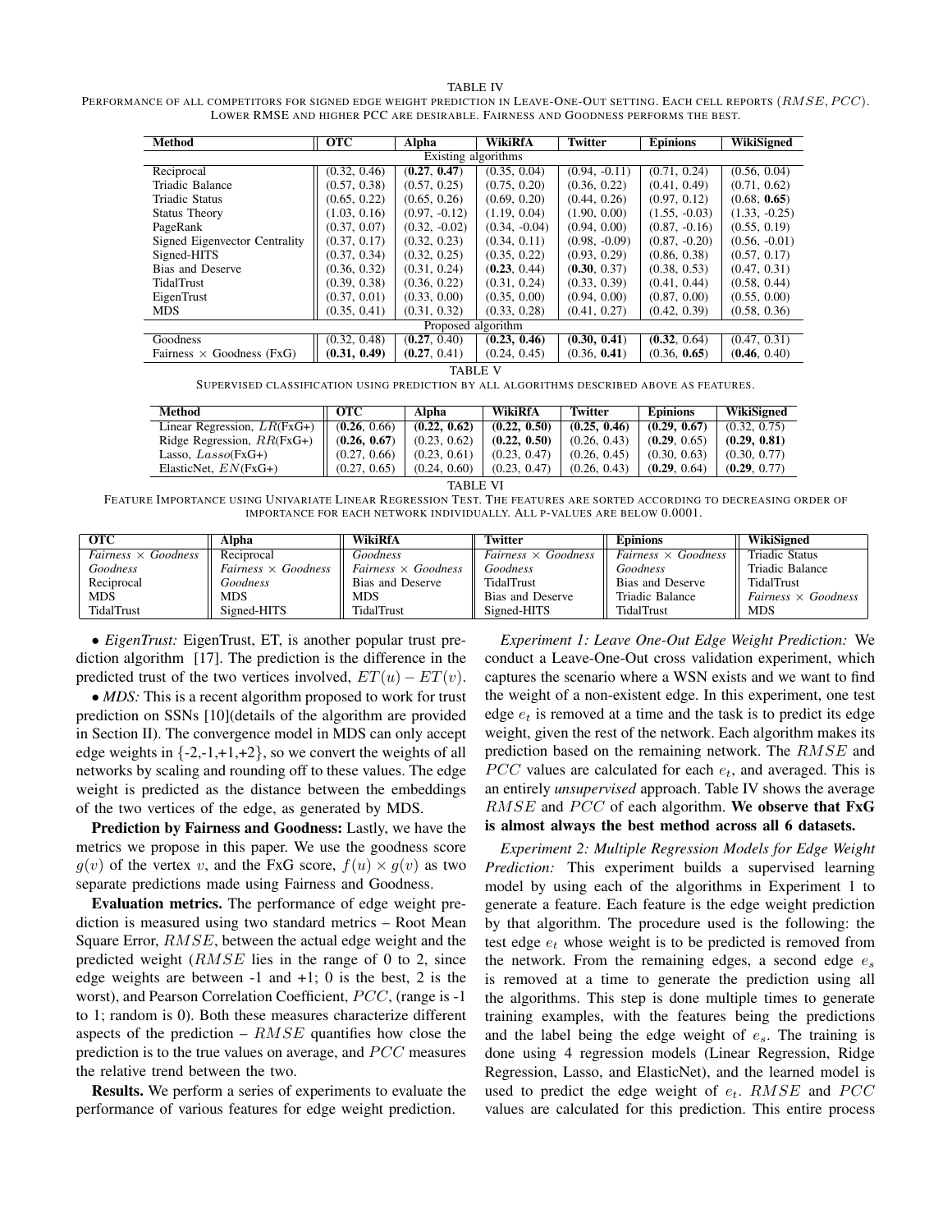TABLE IV

PERFORMANCE OF ALL COMPETITORS FOR SIGNED EDGE WEIGHT PREDICTION IN LEAVE-ONE-OUT SETTING. EACH CELL REPORTS ($RMSE$, $PCC$). LOWER RMSE AND HIGHER PCC ARE DESIRABLE. FAIRNESS AND GOODNESS PERFORMS THE BEST.

| Method | OTC | Alpha | WikiRfA | Twitter | Epinions | WikiSigned |
|---|---|---|---|---|---|---|
| Existing algorithms | | | | | | |
| Reciprocal | (0.32, 0.46) | (**0.27**, **0.47**) | (0.35, 0.04) | (0.94, -0.11) | (0.71, 0.24) | (0.56, 0.04) |
| Triadic Balance | (0.57, 0.38) | (0.57, 0.25) | (0.75, 0.20) | (0.36, 0.22) | (0.41, 0.49) | (0.71, 0.62) |
| Triadic Status | (0.65, 0.22) | (0.65, 0.26) | (0.69, 0.20) | (0.44, 0.26) | (0.97, 0.12) | (0.68, **0.65**) |
| Status Theory | (1.03, 0.16) | (0.97, -0.12) | (1.19, 0.04) | (1.90, 0.00) | (1.55, -0.03) | (1.33, -0.25) |
| PageRank | (0.37, 0.07) | (0.32, -0.02) | (0.34, -0.04) | (0.94, 0.00) | (0.87, -0.16) | (0.55, 0.19) |
| Signed Eigenvector Centrality | (0.37, 0.17) | (0.32, 0.23) | (0.34, 0.11) | (0.98, -0.09) | (0.87, -0.20) | (0.56, -0.01) |
| Signed-HITS | (0.37, 0.34) | (0.32, 0.25) | (0.35, 0.22) | (0.93, 0.29) | (0.86, 0.38) | (0.57, 0.17) |
| Bias and Deserve | (0.36, 0.32) | (0.31, 0.24) | (**0.23**, 0.44) | (**0.30**, 0.37) | (0.38, 0.53) | (0.47, 0.31) |
| TidalTrust | (0.39, 0.38) | (0.36, 0.22) | (0.31, 0.24) | (0.33, 0.39) | (0.41, 0.44) | (0.58, 0.44) |
| EigenTrust | (0.37, 0.01) | (0.33, 0.00) | (0.35, 0.00) | (0.94, 0.00) | (0.87, 0.00) | (0.55, 0.00) |
| MDS | (0.35, 0.41) | (0.31, 0.32) | (0.33, 0.28) | (0.41, 0.27) | (0.42, 0.39) | (0.58, 0.36) |
| Proposed algorithm | | | | | | |
| Goodness | (0.32, 0.48) | (**0.27**, 0.40) | (**0.23**, **0.46**) | (**0.30**, **0.41**) | (**0.32**, 0.64) | (0.47, 0.31) |
| Fairness × Goodness (FxG) | (**0.31**, **0.49**) | (**0.27**, 0.41) | (0.24, 0.45) | (0.36, **0.41**) | (0.36, **0.65**) | (**0.46**, 0.40) |

TABLE V

SUPERVISED CLASSIFICATION USING PREDICTION BY ALL ALGORITHMS DESCRIBED ABOVE AS FEATURES.

| Method | OTC | Alpha | WikiRfA | Twitter | Epinions | WikiSigned |
|---|---|---|---|---|---|---|
| Linear Regression, $LR$(FxG+) | (**0.26**, 0.66) | (**0.22**, **0.62**) | (**0.22**, **0.50**) | (**0.25**, **0.46**) | (**0.29**, **0.67**) | (0.32, 0.75) |
| Ridge Regression, $RR$(FxG+) | (**0.26**, **0.67**) | (0.23, 0.62) | (**0.22**, **0.50**) | (0.26, 0.43) | (**0.29**, 0.65) | (**0.29**, **0.81**) |
| Lasso, $Lasso$(FxG+) | (0.27, 0.66) | (0.23, 0.61) | (0.23, 0.47) | (0.26, 0.45) | (0.30, 0.63) | (0.30, 0.77) |
| ElasticNet, $EN$(FxG+) | (0.27, 0.65) | (0.24, 0.60) | (0.23, 0.47) | (0.26, 0.43) | (**0.29**, 0.64) | (**0.29**, 0.77) |

TABLE VI

FEATURE IMPORTANCE USING UNIVARIATE LINEAR REGRESSION TEST. THE FEATURES ARE SORTED ACCORDING TO DECREASING ORDER OF IMPORTANCE FOR EACH NETWORK INDIVIDUALLY. ALL P-VALUES ARE BELOW 0.0001.

| OTC | Alpha | WikiRfA | Twitter | Epinions | WikiSigned |
|---|---|---|---|---|---|
| *Fairness × Goodness* | Reciprocal | *Goodness* | *Fairness × Goodness* | *Fairness × Goodness* | Triadic Status |
| *Goodness* | *Fairness × Goodness* | *Fairness × Goodness* | *Goodness* | *Goodness* | Triadic Balance |
| Reciprocal | *Goodness* | Bias and Deserve | TidalTrust | Bias and Deserve | TidalTrust |
| MDS | MDS | MDS | Bias and Deserve | Triadic Balance | *Fairness × Goodness* |
| TidalTrust | Signed-HITS | TidalTrust | Signed-HITS | TidalTrust | MDS |

• *EigenTrust:* EigenTrust, ET, is another popular trust prediction algorithm [17]. The prediction is the difference in the predicted trust of the two vertices involved, $ET(u) - ET(v)$.

• *MDS:* This is a recent algorithm proposed to work for trust prediction on SSNs [10](details of the algorithm are provided in Section II). The convergence model in MDS can only accept edge weights in {-2,-1,+1,+2}, so we convert the weights of all networks by scaling and rounding off to these values. The edge weight is predicted as the distance between the embeddings of the two vertices of the edge, as generated by MDS.

**Prediction by Fairness and Goodness:** Lastly, we have the metrics we propose in this paper. We use the goodness score $g(v)$ of the vertex $v$, and the FxG score, $f(u) \times g(v)$ as two separate predictions made using Fairness and Goodness.

**Evaluation metrics.** The performance of edge weight prediction is measured using two standard metrics – Root Mean Square Error, $RMSE$, between the actual edge weight and the predicted weight ($RMSE$ lies in the range of 0 to 2, since edge weights are between -1 and +1; 0 is the best, 2 is the worst), and Pearson Correlation Coefficient, $PCC$, (range is -1 to 1; random is 0). Both these measures characterize different aspects of the prediction – $RMSE$ quantifies how close the prediction is to the true values on average, and $PCC$ measures the relative trend between the two.

**Results.** We perform a series of experiments to evaluate the performance of various features for edge weight prediction.

*Experiment 1: Leave One-Out Edge Weight Prediction:* We conduct a Leave-One-Out cross validation experiment, which captures the scenario where a WSN exists and we want to find the weight of a non-existent edge. In this experiment, one test edge $e_t$ is removed at a time and the task is to predict its edge weight, given the rest of the network. Each algorithm makes its prediction based on the remaining network. The $RMSE$ and $PCC$ values are calculated for each $e_t$, and averaged. This is an entirely *unsupervised* approach. Table IV shows the average $RMSE$ and $PCC$ of each algorithm. **We observe that FxG is almost always the best method across all 6 datasets.**

*Experiment 2: Multiple Regression Models for Edge Weight Prediction:* This experiment builds a supervised learning model by using each of the algorithms in Experiment 1 to generate a feature. Each feature is the edge weight prediction by that algorithm. The procedure used is the following: the test edge $e_t$ whose weight is to be predicted is removed from the network. From the remaining edges, a second edge $e_s$ is removed at a time to generate the prediction using all the algorithms. This step is done multiple times to generate training examples, with the features being the predictions and the label being the edge weight of $e_s$. The training is done using 4 regression models (Linear Regression, Ridge Regression, Lasso, and ElasticNet), and the learned model is used to predict the edge weight of $e_t$. $RMSE$ and $PCC$ values are calculated for this prediction. This entire process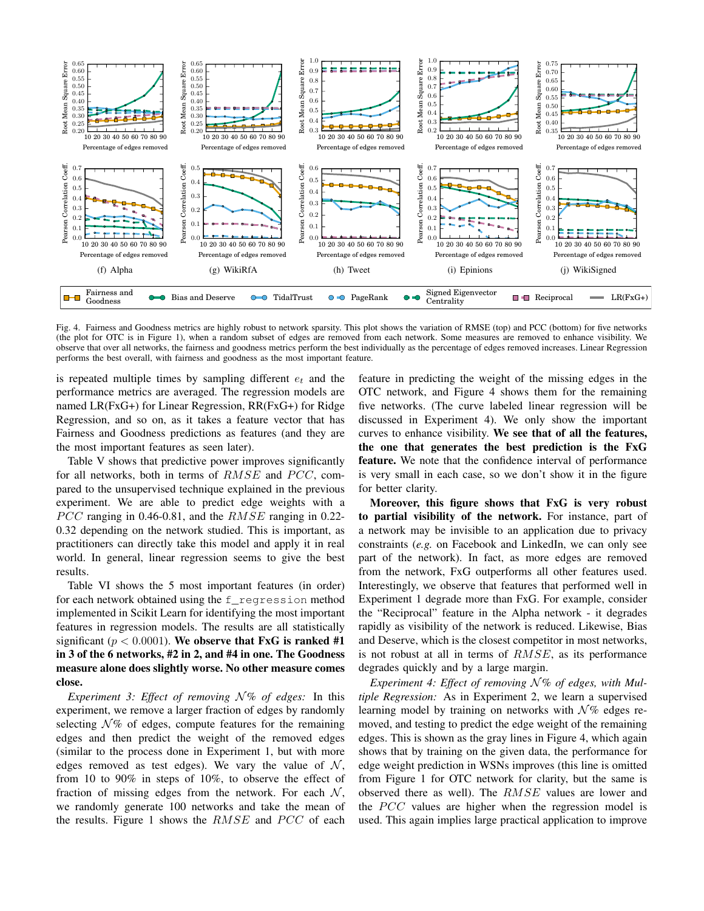Fig. 4. Fairness and Goodness metrics are highly robust to network sparsity. This plot shows the variation of RMSE (top) and PCC (bottom) for five networks (the plot for OTC is in Figure 1), when a random subset of edges are removed from each network. Some measures are removed to enhance visibility. We observe that over all networks, the fairness and goodness metrics perform the best individually as the percentage of edges removed increases. Linear Regression performs the best overall, with fairness and goodness as the most important feature.

is repeated multiple times by sampling different $e_t$ and the performance metrics are averaged. The regression models are named LR(FxG+) for Linear Regression, RR(FxG+) for Ridge Regression, and so on, as it takes a feature vector that has Fairness and Goodness predictions as features (and they are the most important features as seen later).

Table V shows that predictive power improves significantly for all networks, both in terms of $RMSE$ and $PCC$, compared to the unsupervised technique explained in the previous experiment. We are able to predict edge weights with a $PCC$ ranging in 0.46-0.81, and the $RMSE$ ranging in 0.22-0.32 depending on the network studied. This is important, as practitioners can directly take this model and apply it in real world. In general, linear regression seems to give the best results.

Table VI shows the 5 most important features (in order) for each network obtained using the `f_regression` method implemented in Scikit Learn for identifying the most important features in regression models. The results are all statistically significant ($p < 0.0001$). **We observe that FxG is ranked #1 in 3 of the 6 networks, #2 in 2, and #4 in one. The Goodness measure alone does slightly worse. No other measure comes close.**

*Experiment 3: Effect of removing $\mathcal{N}$% of edges:* In this experiment, we remove a larger fraction of edges by randomly selecting $\mathcal{N}$% of edges, compute features for the remaining edges and then predict the weight of the removed edges (similar to the process done in Experiment 1, but with more edges removed as test edges). We vary the value of $\mathcal{N}$, from 10 to 90% in steps of 10%, to observe the effect of fraction of missing edges from the network. For each $\mathcal{N}$, we randomly generate 100 networks and take the mean of the results. Figure 1 shows the $RMSE$ and $PCC$ of each feature in predicting the weight of the missing edges in the OTC network, and Figure 4 shows them for the remaining five networks. (The curve labeled linear regression will be discussed in Experiment 4). We only show the important curves to enhance visibility. **We see that of all the features, the one that generates the best prediction is the FxG feature.** We note that the confidence interval of performance is very small in each case, so we don't show it in the figure for better clarity.

**Moreover, this figure shows that FxG is very robust to partial visibility of the network.** For instance, part of a network may be invisible to an application due to privacy constraints (*e.g.* on Facebook and LinkedIn, we can only see part of the network). In fact, as more edges are removed from the network, FxG outperforms all other features used. Interestingly, we observe that features that performed well in Experiment 1 degrade more than FxG. For example, consider the "Reciprocal" feature in the Alpha network - it degrades rapidly as visibility of the network is reduced. Likewise, Bias and Deserve, which is the closest competitor in most networks, is not robust at all in terms of $RMSE$, as its performance degrades quickly and by a large margin.

*Experiment 4: Effect of removing $\mathcal{N}$% of edges, with Multiple Regression:* As in Experiment 2, we learn a supervised learning model by training on networks with $\mathcal{N}$% edges removed, and testing to predict the edge weight of the remaining edges. This is shown as the gray lines in Figure 4, which again shows that by training on the given data, the performance for edge weight prediction in WSNs improves (this line is omitted from Figure 1 for OTC network for clarity, but the same is observed there as well). The $RMSE$ values are lower and the $PCC$ values are higher when the regression model is used. This again implies large practical application to improve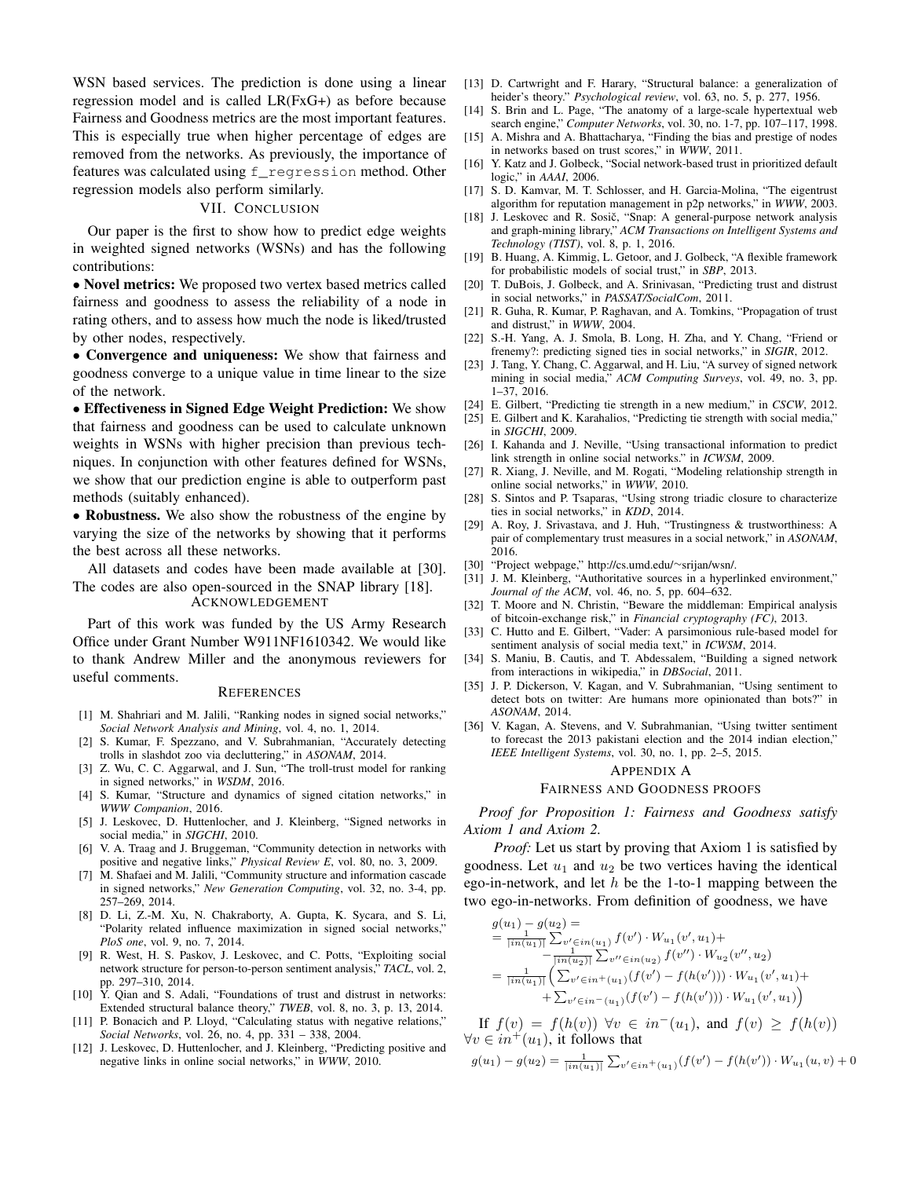WSN based services. The prediction is done using a linear regression model and is called LR(FxG+) as before because Fairness and Goodness metrics are the most important features. This is especially true when higher percentage of edges are removed from the networks. As previously, the importance of features was calculated using `f_regression` method. Other regression models also perform similarly.

## VII. Conclusion

Our paper is the first to show how to predict edge weights in weighted signed networks (WSNs) and has the following contributions:

• **Novel metrics:** We proposed two vertex based metrics called fairness and goodness to assess the reliability of a node in rating others, and to assess how much the node is liked/trusted by other nodes, respectively.

• **Convergence and uniqueness:** We show that fairness and goodness converge to a unique value in time linear to the size of the network.

• **Effectiveness in Signed Edge Weight Prediction:** We show that fairness and goodness can be used to calculate unknown weights in WSNs with higher precision than previous techniques. In conjunction with other features defined for WSNs, we show that our prediction engine is able to outperform past methods (suitably enhanced).

• **Robustness.** We also show the robustness of the engine by varying the size of the networks by showing that it performs the best across all these networks.

All datasets and codes have been made available at [30]. The codes are also open-sourced in the SNAP library [18].

## Acknowledgement

Part of this work was funded by the US Army Research Office under Grant Number W911NF1610342. We would like to thank Andrew Miller and the anonymous reviewers for useful comments.

## References

[1] M. Shahriari and M. Jalili, "Ranking nodes in signed social networks," *Social Network Analysis and Mining*, vol. 4, no. 1, 2014.

[2] S. Kumar, F. Spezzano, and V. Subrahmanian, "Accurately detecting trolls in slashdot zoo via decluttering," in *ASONAM*, 2014.

[3] Z. Wu, C. C. Aggarwal, and J. Sun, "The troll-trust model for ranking in signed networks," in *WSDM*, 2016.

[4] S. Kumar, "Structure and dynamics of signed citation networks," in *WWW Companion*, 2016.

[5] J. Leskovec, D. Huttenlocher, and J. Kleinberg, "Signed networks in social media," in *SIGCHI*, 2010.

[6] V. A. Traag and J. Bruggeman, "Community detection in networks with positive and negative links," *Physical Review E*, vol. 80, no. 3, 2009.

[7] M. Shafaei and M. Jalili, "Community structure and information cascade in signed networks," *New Generation Computing*, vol. 32, no. 3-4, pp. 257–269, 2014.

[8] D. Li, Z.-M. Xu, N. Chakraborty, A. Gupta, K. Sycara, and S. Li, "Polarity related influence maximization in signed social networks," *PloS one*, vol. 9, no. 7, 2014.

[9] R. West, H. S. Paskov, J. Leskovec, and C. Potts, "Exploiting social network structure for person-to-person sentiment analysis," *TACL*, vol. 2, pp. 297–310, 2014.

[10] Y. Qian and S. Adali, "Foundations of trust and distrust in networks: Extended structural balance theory," *TWEB*, vol. 8, no. 3, p. 13, 2014.

[11] P. Bonacich and P. Lloyd, "Calculating status with negative relations," *Social Networks*, vol. 26, no. 4, pp. 331 – 338, 2004.

[12] J. Leskovec, D. Huttenlocher, and J. Kleinberg, "Predicting positive and negative links in online social networks," in *WWW*, 2010.

[13] D. Cartwright and F. Harary, "Structural balance: a generalization of heider's theory." *Psychological review*, vol. 63, no. 5, p. 277, 1956.

[14] S. Brin and L. Page, "The anatomy of a large-scale hypertextual web search engine," *Computer Networks*, vol. 30, no. 1-7, pp. 107–117, 1998.

[15] A. Mishra and A. Bhattacharya, "Finding the bias and prestige of nodes in networks based on trust scores," in *WWW*, 2011.

[16] Y. Katz and J. Golbeck, "Social network-based trust in prioritized default logic," in *AAAI*, 2006.

[17] S. D. Kamvar, M. T. Schlosser, and H. Garcia-Molina, "The eigentrust algorithm for reputation management in p2p networks," in *WWW*, 2003.

[18] J. Leskovec and R. Sosič, "Snap: A general-purpose network analysis and graph-mining library," *ACM Transactions on Intelligent Systems and Technology (TIST)*, vol. 8, p. 1, 2016.

[19] B. Huang, A. Kimmig, L. Getoor, and J. Golbeck, "A flexible framework for probabilistic models of social trust," in *SBP*, 2013.

[20] T. DuBois, J. Golbeck, and A. Srinivasan, "Predicting trust and distrust in social networks," in *PASSAT/SocialCom*, 2011.

[21] R. Guha, R. Kumar, P. Raghavan, and A. Tomkins, "Propagation of trust and distrust," in *WWW*, 2004.

[22] S.-H. Yang, A. J. Smola, B. Long, H. Zha, and Y. Chang, "Friend or frenemy?: predicting signed ties in social networks," in *SIGIR*, 2012.

[23] J. Tang, Y. Chang, C. Aggarwal, and H. Liu, "A survey of signed network mining in social media," *ACM Computing Surveys*, vol. 49, no. 3, pp. 1–37, 2016.

[24] E. Gilbert, "Predicting tie strength in a new medium," in *CSCW*, 2012.

[25] E. Gilbert and K. Karahalios, "Predicting tie strength with social media," in *SIGCHI*, 2009.

[26] I. Kahanda and J. Neville, "Using transactional information to predict link strength in online social networks." in *ICWSM*, 2009.

[27] R. Xiang, J. Neville, and M. Rogati, "Modeling relationship strength in online social networks," in *WWW*, 2010.

[28] S. Sintos and P. Tsaparas, "Using strong triadic closure to characterize ties in social networks," in *KDD*, 2014.

[29] A. Roy, J. Srivastava, and J. Huh, "Trustingness & trustworthiness: A pair of complementary trust measures in a social network," in *ASONAM*, 2016.

[30] "Project webpage," http://cs.umd.edu/~srijan/wsn/.

[31] J. M. Kleinberg, "Authoritative sources in a hyperlinked environment," *Journal of the ACM*, vol. 46, no. 5, pp. 604–632.

[32] T. Moore and N. Christin, "Beware the middleman: Empirical analysis of bitcoin-exchange risk," in *Financial cryptography (FC)*, 2013.

[33] C. Hutto and E. Gilbert, "Vader: A parsimonious rule-based model for sentiment analysis of social media text," in *ICWSM*, 2014.

[34] S. Maniu, B. Cautis, and T. Abdessalem, "Building a signed network from interactions in wikipedia," in *DBSocial*, 2011.

[35] J. P. Dickerson, V. Kagan, and V. Subrahmanian, "Using sentiment to detect bots on twitter: Are humans more opinionated than bots?" in *ASONAM*, 2014.

[36] V. Kagan, A. Stevens, and V. Subrahmanian, "Using twitter sentiment to forecast the 2013 pakistani election and the 2014 indian election," *IEEE Intelligent Systems*, vol. 30, no. 1, pp. 2–5, 2015.

## Appendix A
## Fairness and Goodness proofs

*Proof for Proposition 1: Fairness and Goodness satisfy Axiom 1 and Axiom 2.*

*Proof:* Let us start by proving that Axiom 1 is satisfied by goodness. Let $u_1$ and $u_2$ be two vertices having the identical ego-in-network, and let $h$ be the 1-to-1 mapping between the two ego-in-networks. From definition of goodness, we have

$$
\begin{aligned}
& g(u_1) - g(u_2) = \\
& = \tfrac{1}{|in(u_1)|} \textstyle\sum_{v' \in in(u_1)} f(v') \cdot W_{u_1}(v', u_1) + \\
& \quad - \tfrac{1}{|in(u_2)|} \textstyle\sum_{v'' \in in(u_2)} f(v'') \cdot W_{u_2}(v'', u_2) \\
& = \tfrac{1}{|in(u_1)|} \Big( \textstyle\sum_{v' \in in^{+}(u_1)} (f(v') - f(h(v'))) \cdot W_{u_1}(v', u_1) + \\
& \quad + \textstyle\sum_{v' \in in^{-}(u_1)} (f(v') - f(h(v'))) \cdot W_{u_1}(v', u_1) \Big)
\end{aligned}
$$

If $f(v) = f(h(v))\ \forall v \in in^{-}(u_1)$, and $f(v) \geq f(h(v))$ $\forall v \in in^{+}(u_1)$, it follows that

$$g(u_1) - g(u_2) = \tfrac{1}{|in(u_1)|} \textstyle\sum_{v' \in in^{+}(u_1)} (f(v') - f(h(v'))) \cdot W_{u_1}(u, v) + 0$$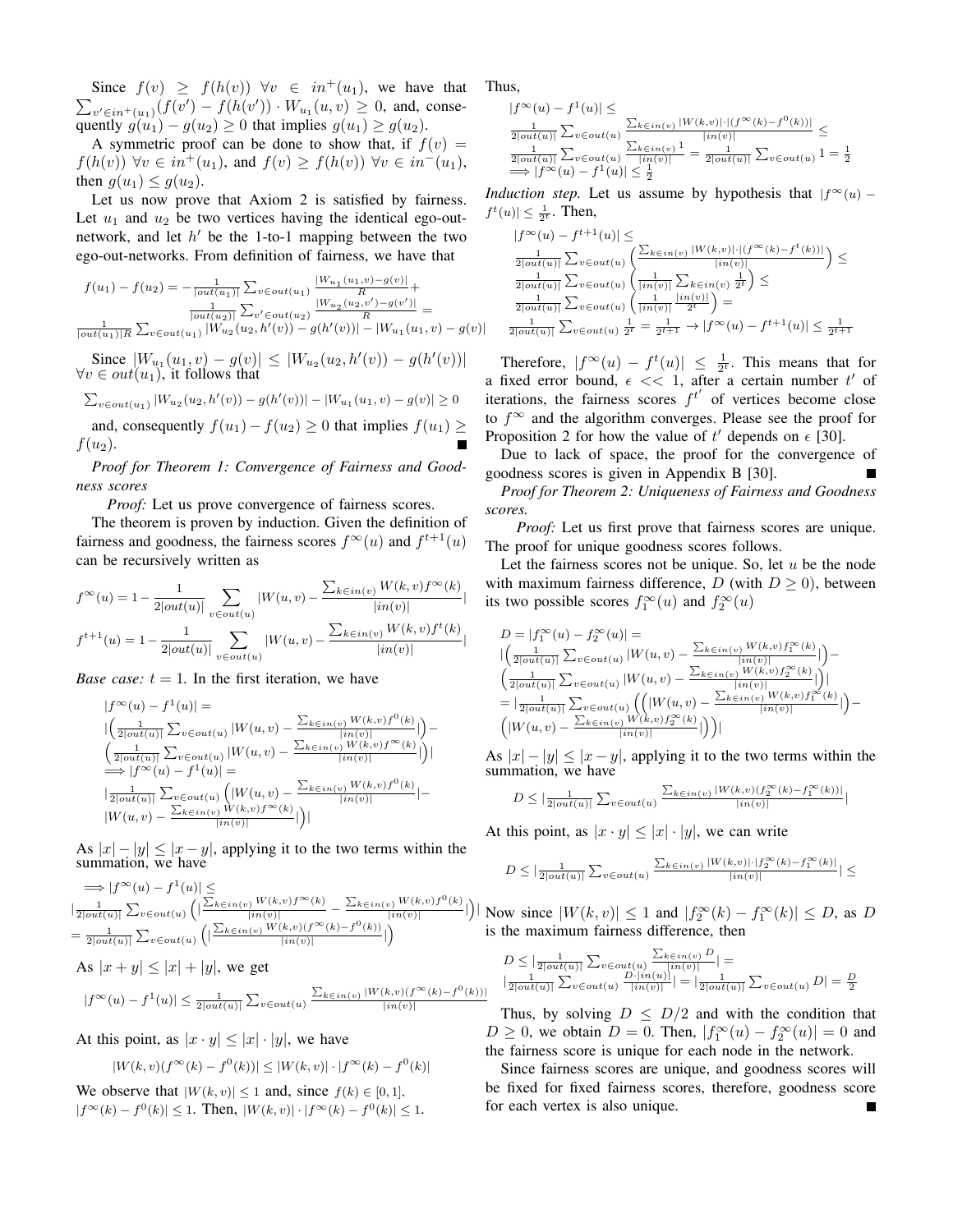Since $f(v) \geq f(h(v))$ $\forall v \in in^+(u_1)$, we have that $\sum_{v' \in in^+(u_1)}(f(v') - f(h(v')) \cdot W_{u_1}(u,v) \geq 0$, and, consequently $g(u_1) - g(u_2) \geq 0$ that implies $g(u_1) \geq g(u_2)$.

A symmetric proof can be done to show that, if $f(v) = f(h(v))$ $\forall v \in in^+(u_1)$, and $f(v) \geq f(h(v))$ $\forall v \in in^-(u_1)$, then $g(u_1) \leq g(u_2)$.

Let us now prove that Axiom 2 is satisfied by fairness. Let $u_1$ and $u_2$ be two vertices having the identical ego-out-network, and let $h'$ be the 1-to-1 mapping between the two ego-out-networks. From definition of fairness, we have that

$$f(u_1) - f(u_2) = -\frac{1}{|out(u_1)|}\sum_{v \in out(u_1)} \frac{|W_{u_1}(u_1,v) - g(v)|}{R} + \frac{1}{|out(u_2)|}\sum_{v' \in out(u_2)} \frac{|W_{u_2}(u_2,v') - g(v')|}{R} = \frac{1}{|out(u_1)|R}\sum_{v \in out(u_1)} |W_{u_2}(u_2,h'(v)) - g(h'(v))| - |W_{u_1}(u_1,v) - g(v)|$$

Since $|W_{u_1}(u_1,v) - g(v)| \leq |W_{u_2}(u_2,h'(v)) - g(h'(v))|$ $\forall v \in out(u_1)$, it follows that

$$\sum_{v \in out(u_1)} |W_{u_2}(u_2,h'(v)) - g(h'(v))| - |W_{u_1}(u_1,v) - g(v)| \geq 0$$

and, consequently $f(u_1) - f(u_2) \geq 0$ that implies $f(u_1) \geq f(u_2)$. ∎

*Proof for Theorem 1: Convergence of Fairness and Goodness scores*

*Proof:* Let us prove convergence of fairness scores.

The theorem is proven by induction. Given the definition of fairness and goodness, the fairness scores $f^\infty(u)$ and $f^{t+1}(u)$ can be recursively written as

$$f^\infty(u) = 1 - \frac{1}{2|out(u)|}\sum_{v \in out(u)} |W(u,v) - \frac{\sum_{k \in in(v)} W(k,v) f^\infty(k)}{|in(v)|}|$$

$$f^{t+1}(u) = 1 - \frac{1}{2|out(u)|}\sum_{v \in out(u)} |W(u,v) - \frac{\sum_{k \in in(v)} W(k,v) f^t(k)}{|in(v)|}|$$

*Base case:* $t = 1$. In the first iteration, we have

$$|f^\infty(u) - f^1(u)| = |\Big(\frac{1}{2|out(u)|}\sum_{v \in out(u)} |W(u,v) - \frac{\sum_{k \in in(v)} W(k,v) f^0(k)}{|in(v)|}|\Big) - \Big(\frac{1}{2|out(u)|}\sum_{v \in out(u)} |W(u,v) - \frac{\sum_{k \in in(v)} W(k,v) f^\infty(k)}{|in(v)|}|\Big)|$$
$$\implies |f^\infty(u) - f^1(u)| = |\frac{1}{2|out(u)|}\sum_{v \in out(u)} \Big(|W(u,v) - \frac{\sum_{k \in in(v)} W(k,v) f^0(k)}{|in(v)|}| - |W(u,v) - \frac{\sum_{k \in in(v)} W(k,v) f^\infty(k)}{|in(v)|}|\Big)|$$

As $|x| - |y| \leq |x - y|$, applying it to the two terms within the summation, we have

$$\implies |f^\infty(u) - f^1(u)| \leq |\frac{1}{2|out(u)|}\sum_{v \in out(u)} \Big(|\frac{\sum_{k \in in(v)} W(k,v) f^\infty(k)}{|in(v)|} - \frac{\sum_{k \in in(v)} W(k,v) f^0(k)}{|in(v)|}|\Big)| = \frac{1}{2|out(u)|}\sum_{v \in out(u)} \Big(|\frac{\sum_{k \in in(v)} W(k,v)(f^\infty(k) - f^0(k))}{|in(v)|}|\Big)$$

As $|x + y| \leq |x| + |y|$, we get

$$|f^\infty(u) - f^1(u)| \leq \frac{1}{2|out(u)|}\sum_{v \in out(u)} \frac{\sum_{k \in in(v)} |W(k,v)(f^\infty(k) - f^0(k))|}{|in(v)|}$$

At this point, as $|x \cdot y| \leq |x| \cdot |y|$, we have

$$|W(k,v)(f^\infty(k) - f^0(k))| \leq |W(k,v)| \cdot |f^\infty(k) - f^0(k)|$$

We observe that $|W(k,v)| \leq 1$ and, since $f(k) \in [0,1]$, $|f^\infty(k) - f^0(k)| \leq 1$. Then, $|W(k,v)| \cdot |f^\infty(k) - f^0(k)| \leq 1$.

Thus,

$$|f^\infty(u) - f^1(u)| \leq \frac{1}{2|out(u)|}\sum_{v \in out(u)} \frac{\sum_{k \in in(v)} |W(k,v)| \cdot |(f^\infty(k) - f^0(k))|}{|in(v)|} \leq \frac{1}{2|out(u)|}\sum_{v \in out(u)} \frac{\sum_{k \in in(v)} 1}{|in(v)|} = \frac{1}{2|out(u)|}\sum_{v \in out(u)} 1 = \frac{1}{2}$$
$$\implies |f^\infty(u) - f^1(u)| \leq \frac{1}{2}$$

*Induction step.* Let us assume by hypothesis that $|f^\infty(u) - f^t(u)| \leq \frac{1}{2^t}$. Then,

$$|f^\infty(u) - f^{t+1}(u)| \leq \frac{1}{2|out(u)|}\sum_{v \in out(u)} \Big(\frac{\sum_{k \in in(v)} |W(k,v)| \cdot |(f^\infty(k) - f^t(k))|}{|in(v)|}\Big) \leq \frac{1}{2|out(u)|}\sum_{v \in out(u)} \Big(\frac{1}{|in(v)|}\sum_{k \in in(v)} \frac{1}{2^t}\Big) \leq \frac{1}{2|out(u)|}\sum_{v \in out(u)} \Big(\frac{1}{|in(v)|}\frac{|in(v)|}{2^t}\Big) = \frac{1}{2|out(u)|}\sum_{v \in out(u)} \frac{1}{2^t} = \frac{1}{2^{t+1}} \rightarrow |f^\infty(u) - f^{t+1}(u)| \leq \frac{1}{2^{t+1}}$$

Therefore, $|f^\infty(u) - f^t(u)| \leq \frac{1}{2^t}$. This means that for a fixed error bound, $\epsilon << 1$, after a certain number $t'$ of iterations, the fairness scores $f^{t'}$ of vertices become close to $f^\infty$ and the algorithm converges. Please see the proof for Proposition 2 for how the value of $t'$ depends on $\epsilon$ [30].

Due to lack of space, the proof for the convergence of goodness scores is given in Appendix B [30]. ∎

*Proof for Theorem 2: Uniqueness of Fairness and Goodness scores.*

*Proof:* Let us first prove that fairness scores are unique. The proof for unique goodness scores follows.

Let the fairness scores not be unique. So, let $u$ be the node with maximum fairness difference, $D$ (with $D \geq 0$), between its two possible scores $f_1^\infty(u)$ and $f_2^\infty(u)$

$$D = |f_1^\infty(u) - f_2^\infty(u)| = |\Big(\frac{1}{2|out(u)|}\sum_{v \in out(u)} |W(u,v) - \frac{\sum_{k \in in(v)} W(k,v) f_1^\infty(k)}{|in(v)|}|\Big) - \Big(\frac{1}{2|out(u)|}\sum_{v \in out(u)} |W(u,v) - \frac{\sum_{k \in in(v)} W(k,v) f_2^\infty(k)}{|in(v)|}|\Big)|$$
$$= |\frac{1}{2|out(u)|}\sum_{v \in out(u)} \Big(\Big(|W(u,v) - \frac{\sum_{k \in in(v)} W(k,v) f_1^\infty(k)}{|in(v)|}|\Big) - \Big(|W(u,v) - \frac{\sum_{k \in in(v)} W(k,v) f_2^\infty(k)}{|in(v)|}|\Big)\Big)|$$

As $|x| - |y| \leq |x - y|$, applying it to the two terms within the summation, we have

$$D \leq |\frac{1}{2|out(u)|}\sum_{v \in out(u)} \frac{\sum_{k \in in(v)} |W(k,v)(f_2^\infty(k) - f_1^\infty(k))|}{|in(v)|}|$$

At this point, as $|x \cdot y| \leq |x| \cdot |y|$, we can write

$$D \leq |\frac{1}{2|out(u)|}\sum_{v \in out(u)} \frac{\sum_{k \in in(v)} |W(k,v)| \cdot |f_2^\infty(k) - f_1^\infty(k)|}{|in(v)|}| \leq$$

Now since $|W(k,v)| \leq 1$ and $|f_2^\infty(k) - f_1^\infty(k)| \leq D$, as $D$ is the maximum fairness difference, then

$$D \leq |\frac{1}{2|out(u)|}\sum_{v \in out(u)} \frac{\sum_{k \in in(v)} D}{|in(v)|}| = |\frac{1}{2|out(u)|}\sum_{v \in out(u)} \frac{D \cdot |in(u)|}{|in(v)|}| = |\frac{1}{2|out(u)|}\sum_{v \in out(u)} D| = \frac{D}{2}$$

Thus, by solving $D \leq D/2$ and with the condition that $D \geq 0$, we obtain $D = 0$. Then, $|f_1^\infty(u) - f_2^\infty(u)| = 0$ and the fairness score is unique for each node in the network.

Since fairness scores are unique, and goodness scores will be fixed for fixed fairness scores, therefore, goodness score for each vertex is also unique. ∎